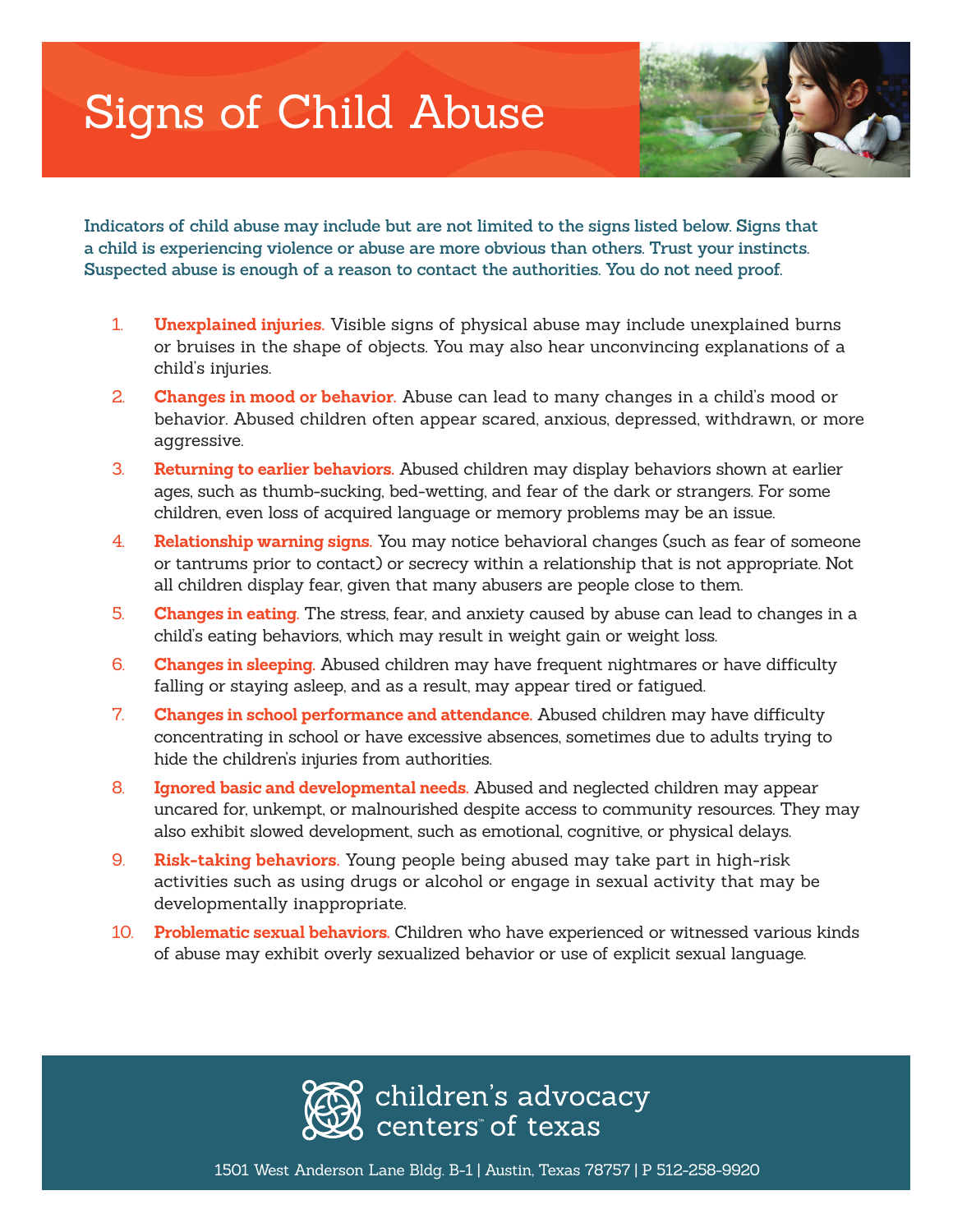# Signs of Child Abuse

**Indicators of child abuse may include but are not limited to the signs listed below. Signs that a child is experiencing violence or abuse are more obvious than others. Trust your instincts. Suspected abuse is enough of a reason to contact the authorities. You do not need proof.**

1. **Unexplained injuries.** Visible signs of physical abuse may include unexplained burns or bruises in the shape of objects. You may also hear unconvincing explanations of a child's injuries.
2. **Changes in mood or behavior.** Abuse can lead to many changes in a child's mood or behavior. Abused children often appear scared, anxious, depressed, withdrawn, or more aggressive.
3. **Returning to earlier behaviors.** Abused children may display behaviors shown at earlier ages, such as thumb-sucking, bed-wetting, and fear of the dark or strangers. For some children, even loss of acquired language or memory problems may be an issue.
4. **Relationship warning signs.** You may notice behavioral changes (such as fear of someone or tantrums prior to contact) or secrecy within a relationship that is not appropriate. Not all children display fear, given that many abusers are people close to them.
5. **Changes in eating.** The stress, fear, and anxiety caused by abuse can lead to changes in a child's eating behaviors, which may result in weight gain or weight loss.
6. **Changes in sleeping.** Abused children may have frequent nightmares or have difficulty falling or staying asleep, and as a result, may appear tired or fatigued.
7. **Changes in school performance and attendance.** Abused children may have difficulty concentrating in school or have excessive absences, sometimes due to adults trying to hide the children's injuries from authorities.
8. **Ignored basic and developmental needs.** Abused and neglected children may appear uncared for, unkempt, or malnourished despite access to community resources. They may also exhibit slowed development, such as emotional, cognitive, or physical delays.
9. **Risk-taking behaviors.** Young people being abused may take part in high-risk activities such as using drugs or alcohol or engage in sexual activity that may be developmentally inappropriate.
10. **Problematic sexual behaviors.** Children who have experienced or witnessed various kinds of abuse may exhibit overly sexualized behavior or use of explicit sexual language.

children's advocacy centers™ of texas

1501 West Anderson Lane Bldg. B-1 | Austin, Texas 78757 | P 512-258-9920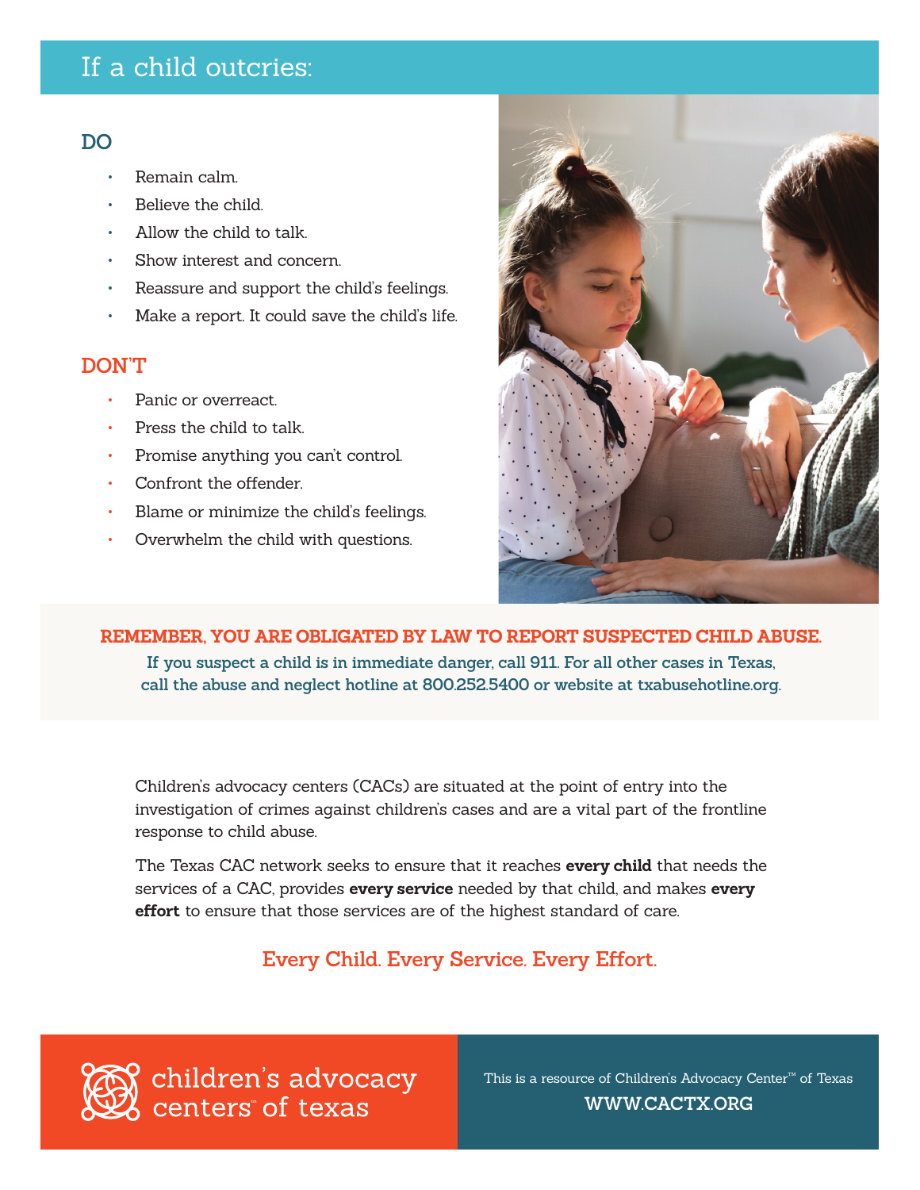# If a child outcries:

## DO

- Remain calm.
- Believe the child.
- Allow the child to talk.
- Show interest and concern.
- Reassure and support the child's feelings.
- Make a report. It could save the child's life.

## DON'T

- Panic or overreact.
- Press the child to talk.
- Promise anything you can't control.
- Confront the offender.
- Blame or minimize the child's feelings.
- Overwhelm the child with questions.

**REMEMBER, YOU ARE OBLIGATED BY LAW TO REPORT SUSPECTED CHILD ABUSE.**

**If you suspect a child is in immediate danger, call 911. For all other cases in Texas, call the abuse and neglect hotline at 800.252.5400 or website at txabusehotline.org.**

Children's advocacy centers (CACs) are situated at the point of entry into the investigation of crimes against children's cases and are a vital part of the frontline response to child abuse.

The Texas CAC network seeks to ensure that it reaches **every child** that needs the services of a CAC, provides **every service** needed by that child, and makes **every effort** to ensure that those services are of the highest standard of care.

Every Child. Every Service. Every Effort.

children's advocacy centers™ of texas

This is a resource of Children's Advocacy Center™ of Texas

**WWW.CACTX.ORG**